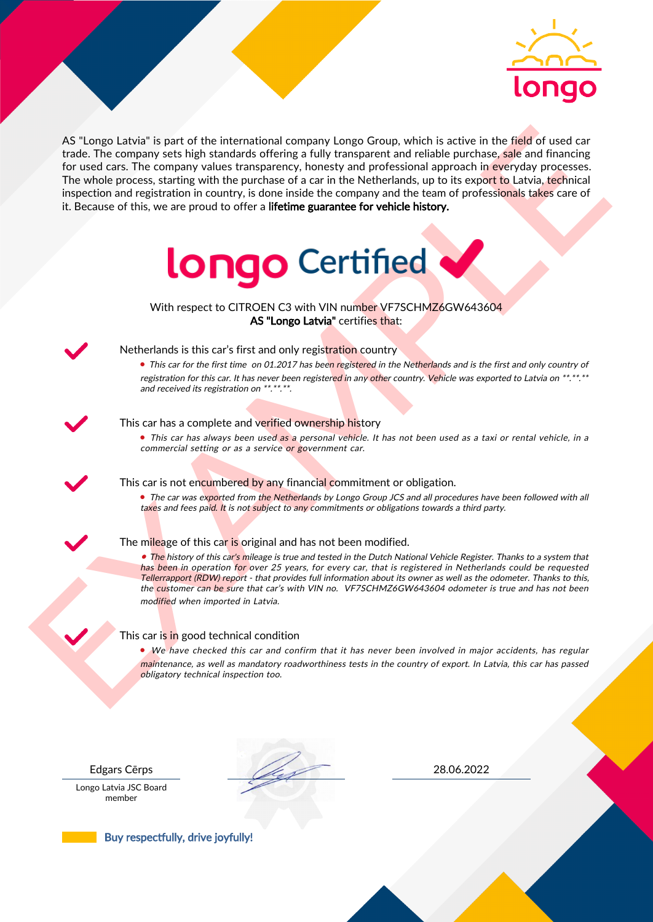AS "Longo Latvia" is part of the international company Longo Group, which is active in the field of used car trade. The company sets high standards offering a fully transparent and reliable purchase, sale and financing for used cars. The company values transparency, honesty and professional approach in everyday processes. The whole process, starting with the purchase of a car in the Netherlands, up to its export to Latvia, technical inspection and registration in country, is done inside the company and the team of professionals takes care of it. Because of this, we are proud to offer a **lifetime guarantee for vehicle history.**

# longo Certified

With respect to CITROEN C3 with VIN number VF7SCHMZ6GW643604
**AS "Longo Latvia"** certifies that:

## Netherlands is this car's first and only registration country

- *This car for the first time on 01.2017 has been registered in the Netherlands and is the first and only country of registration for this car. It has never been registered in any other country. Vehicle was exported to Latvia on **.**.** and received its registration on **.**.**.*

## This car has a complete and verified ownership history

- *This car has always been used as a personal vehicle. It has not been used as a taxi or rental vehicle, in a commercial setting or as a service or government car.*

## This car is not encumbered by any financial commitment or obligation.

- *The car was exported from the Netherlands by Longo Group JCS and all procedures have been followed with all taxes and fees paid. It is not subject to any commitments or obligations towards a third party.*

## The mileage of this car is original and has not been modified.

- *The history of this car's mileage is true and tested in the Dutch National Vehicle Register. Thanks to a system that has been in operation for over 25 years, for every car, that is registered in Netherlands could be requested Tellerrapport (RDW) report - that provides full information about its owner as well as the odometer. Thanks to this, the customer can be sure that car's with VIN no. VF7SCHMZ6GW643604 odometer is true and has not been modified when imported in Latvia.*

## This car is in good technical condition

- *We have checked this car and confirm that it has never been involved in major accidents, has regular maintenance, as well as mandatory roadworthiness tests in the country of export. In Latvia, this car has passed obligatory technical inspection too.*

Edgars Cērps
Longo Latvia JSC Board member

28.06.2022

**Buy respectfully, drive joyfully!**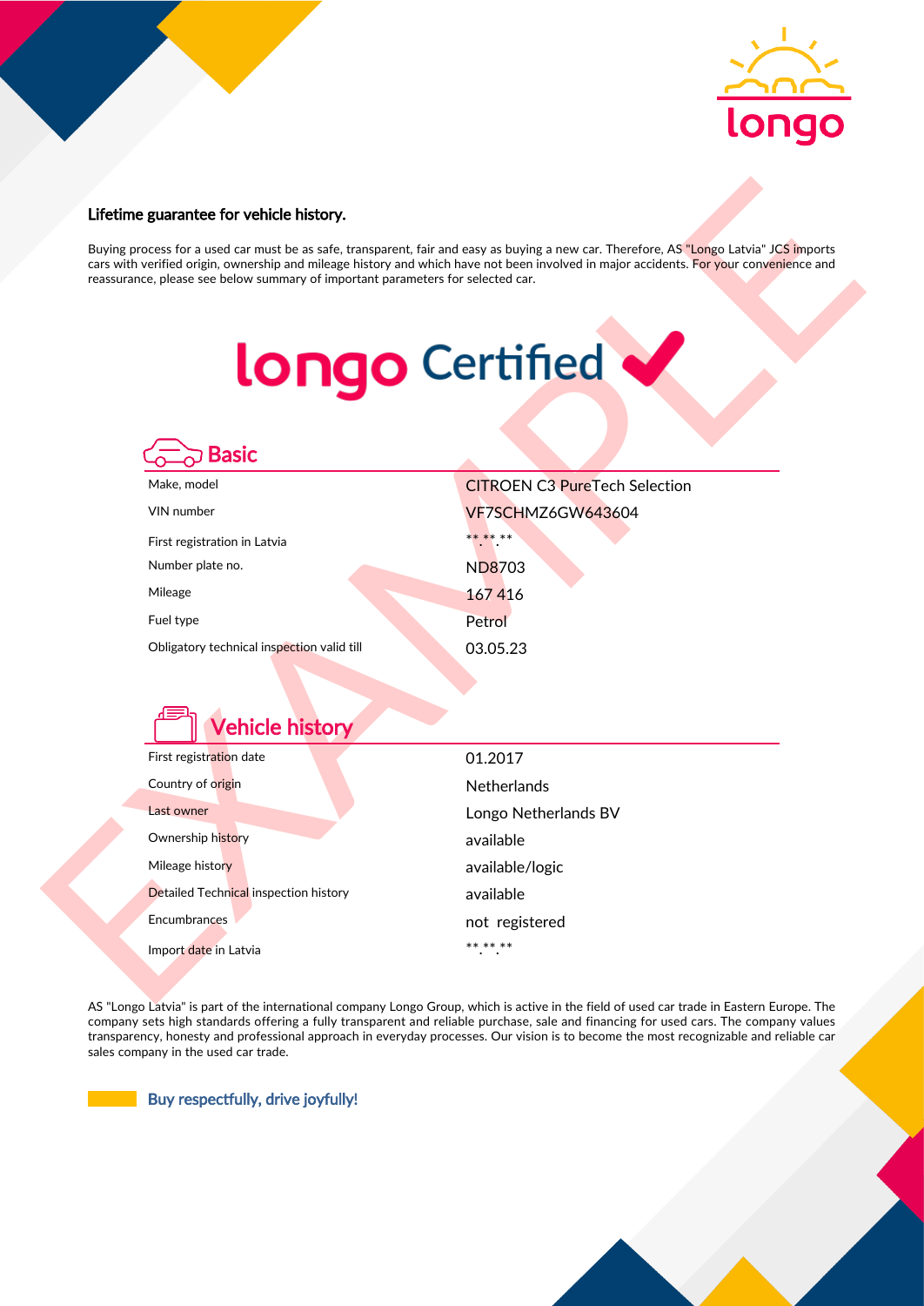longo

**Lifetime guarantee for vehicle history.**

Buying process for a used car must be as safe, transparent, fair and easy as buying a new car. Therefore, AS "Longo Latvia" JCS imports cars with verified origin, ownership and mileage history and which have not been involved in major accidents. For your convenience and reassurance, please see below summary of important parameters for selected car.

# longo Certified

## Basic

| | |
|---|---|
| Make, model | CITROEN C3 PureTech Selection |
| VIN number | VF7SCHMZ6GW643604 |
| First registration in Latvia | **.**.** |
| Number plate no. | ND8703 |
| Mileage | 167 416 |
| Fuel type | Petrol |
| Obligatory technical inspection valid till | 03.05.23 |

## Vehicle history

| | |
|---|---|
| First registration date | 01.2017 |
| Country of origin | Netherlands |
| Last owner | Longo Netherlands BV |
| Ownership history | available |
| Mileage history | available/logic |
| Detailed Technical inspection history | available |
| Encumbrances | not registered |
| Import date in Latvia | **.**.** |

AS "Longo Latvia" is part of the international company Longo Group, which is active in the field of used car trade in Eastern Europe. The company sets high standards offering a fully transparent and reliable purchase, sale and financing for used cars. The company values transparency, honesty and professional approach in everyday processes. Our vision is to become the most recognizable and reliable car sales company in the used car trade.

Buy respectfully, drive joyfully!

EXAMPLE